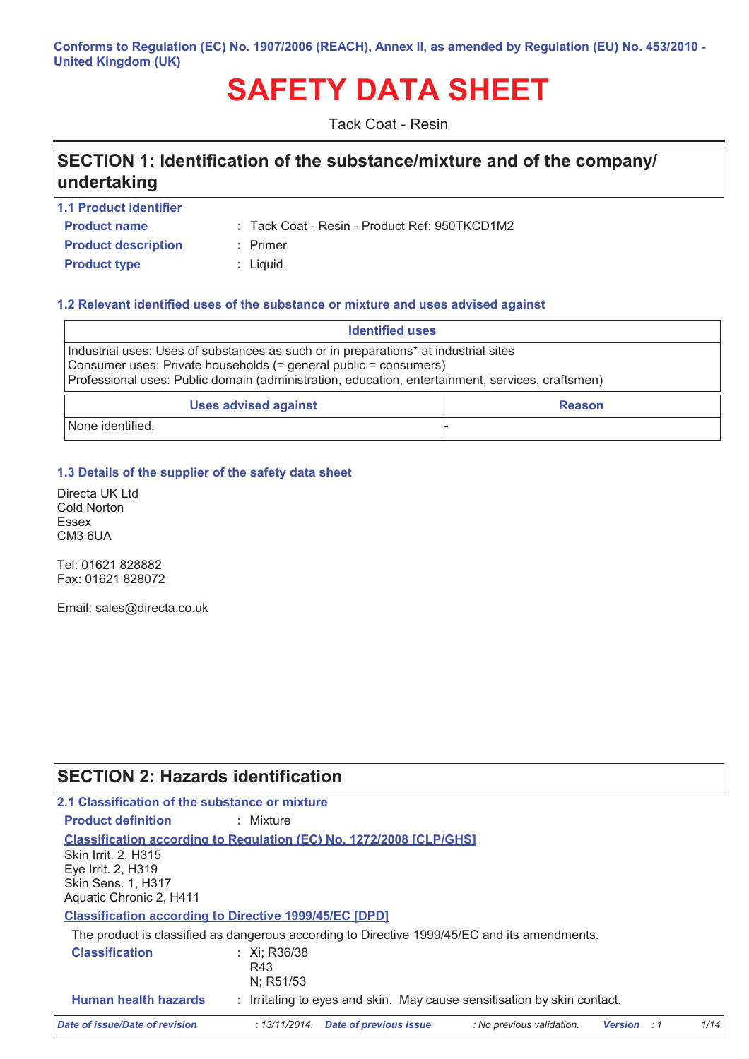Conforms to Regulation (EC) No. 1907/2006 (REACH), Annex II, as amended by Regulation (EU) No. 453/2010 - United Kingdom (UK)

# SAFETY DATA SHEET

Tack Coat - Resin

## SECTION 1: Identification of the substance/mixture and of the company/undertaking

### 1.1 Product identifier

**Product name** : Tack Coat - Resin - Product Ref: 950TKCD1M2

**Product description** : Primer

**Product type** : Liquid.

### 1.2 Relevant identified uses of the substance or mixture and uses advised against

| Identified uses |
| --- |
| Industrial uses: Uses of substances as such or in preparations* at industrial sites<br>Consumer uses: Private households (= general public = consumers)<br>Professional uses: Public domain (administration, education, entertainment, services, craftsmen) |

| Uses advised against | Reason |
| --- | --- |
| None identified. | - |

### 1.3 Details of the supplier of the safety data sheet

Directa UK Ltd
Cold Norton
Essex
CM3 6UA

Tel: 01621 828882
Fax: 01621 828072

Email: sales@directa.co.uk

## SECTION 2: Hazards identification

### 2.1 Classification of the substance or mixture

**Product definition** : Mixture

**Classification according to Regulation (EC) No. 1272/2008 [CLP/GHS]**

Skin Irrit. 2, H315
Eye Irrit. 2, H319
Skin Sens. 1, H317
Aquatic Chronic 2, H411

**Classification according to Directive 1999/45/EC [DPD]**

The product is classified as dangerous according to Directive 1999/45/EC and its amendments.

**Classification** : Xi; R36/38
R43
N; R51/53

**Human health hazards** : Irritating to eyes and skin. May cause sensitisation by skin contact.

*Date of issue/Date of revision* : 13/11/2014. *Date of previous issue* : No previous validation. *Version* : 1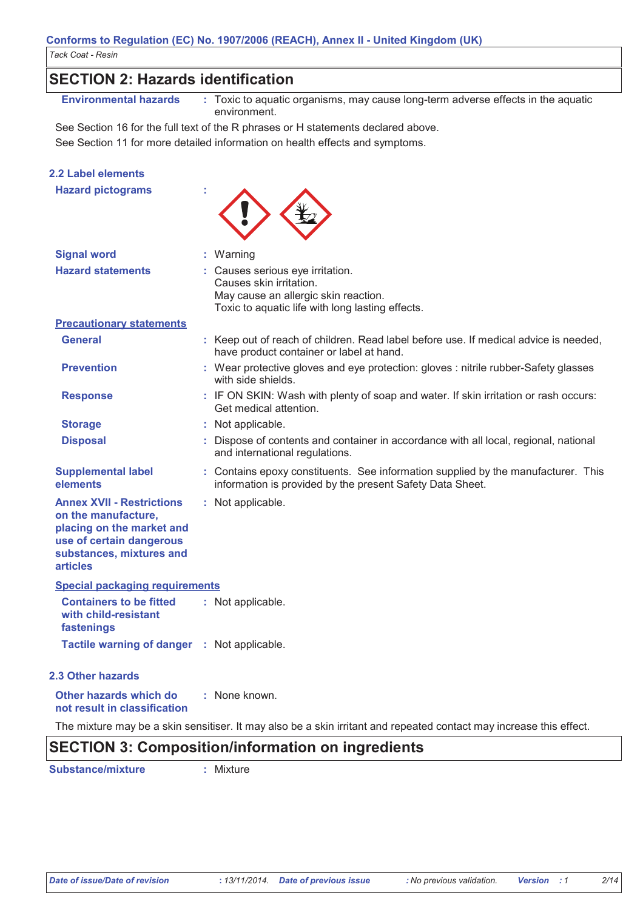## SECTION 2: Hazards identification

| | | |
|---|---|---|
| **Environmental hazards** | : | Toxic to aquatic organisms, may cause long-term adverse effects in the aquatic environment. |

See Section 16 for the full text of the R phrases or H statements declared above.

See Section 11 for more detailed information on health effects and symptoms.

### 2.2 Label elements

| | | |
|---|---|---|
| **Hazard pictograms** | : | |
| **Signal word** | : | Warning |
| **Hazard statements** | : | Causes serious eye irritation.<br>Causes skin irritation.<br>May cause an allergic skin reaction.<br>Toxic to aquatic life with long lasting effects. |

**Precautionary statements**

| | | |
|---|---|---|
| **General** | : | Keep out of reach of children. Read label before use. If medical advice is needed, have product container or label at hand. |
| **Prevention** | : | Wear protective gloves and eye protection: gloves : nitrile rubber-Safety glasses with side shields. |
| **Response** | : | IF ON SKIN: Wash with plenty of soap and water. If skin irritation or rash occurs: Get medical attention. |
| **Storage** | : | Not applicable. |
| **Disposal** | : | Dispose of contents and container in accordance with all local, regional, national and international regulations. |
| **Supplemental label elements** | : | Contains epoxy constituents. See information supplied by the manufacturer. This information is provided by the present Safety Data Sheet. |
| **Annex XVII - Restrictions on the manufacture, placing on the market and use of certain dangerous substances, mixtures and articles** | : | Not applicable. |

**Special packaging requirements**

| | | |
|---|---|---|
| **Containers to be fitted with child-resistant fastenings** | : | Not applicable. |
| **Tactile warning of danger** | : | Not applicable. |

### 2.3 Other hazards

| | | |
|---|---|---|
| **Other hazards which do not result in classification** | : | None known. |

The mixture may be a skin sensitiser. It may also be a skin irritant and repeated contact may increase this effect.

## SECTION 3: Composition/information on ingredients

| | | |
|---|---|---|
| **Substance/mixture** | : | Mixture |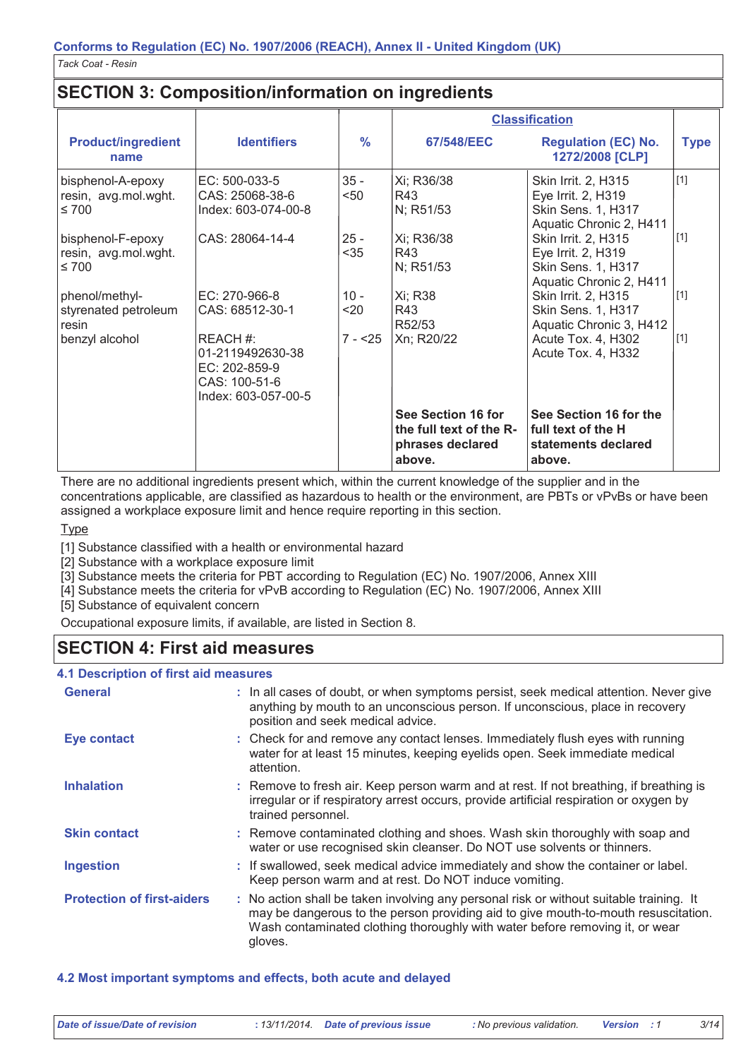## SECTION 3: Composition/information on ingredients

| Product/ingredient name | Identifiers | % | Classification | | Type |
|---|---|---|---|---|---|
| | | | 67/548/EEC | Regulation (EC) No. 1272/2008 [CLP] | |
| bisphenol-A-epoxy resin, avg.mol.wght. ≤ 700 | EC: 500-033-5<br>CAS: 25068-38-6<br>Index: 603-074-00-8 | 35 - <50 | Xi; R36/38<br>R43<br>N; R51/53 | Skin Irrit. 2, H315<br>Eye Irrit. 2, H319<br>Skin Sens. 1, H317<br>Aquatic Chronic 2, H411 | [1] |
| bisphenol-F-epoxy resin, avg.mol.wght. ≤ 700 | CAS: 28064-14-4 | 25 - <35 | Xi; R36/38<br>R43<br>N; R51/53 | Skin Irrit. 2, H315<br>Eye Irrit. 2, H319<br>Skin Sens. 1, H317<br>Aquatic Chronic 2, H411 | [1] |
| phenol/methyl-styrenated petroleum resin | EC: 270-966-8<br>CAS: 68512-30-1 | 10 - <20 | Xi; R38<br>R43<br>R52/53 | Skin Irrit. 2, H315<br>Skin Sens. 1, H317<br>Aquatic Chronic 3, H412 | [1] |
| benzyl alcohol | REACH #: 01-2119492630-38<br>EC: 202-859-9<br>CAS: 100-51-6<br>Index: 603-057-00-5 | 7 - <25 | Xn; R20/22 | Acute Tox. 4, H302<br>Acute Tox. 4, H332 | [1] |
| | | | **See Section 16 for the full text of the R-phrases declared above.** | **See Section 16 for the full text of the H statements declared above.** | |

There are no additional ingredients present which, within the current knowledge of the supplier and in the concentrations applicable, are classified as hazardous to health or the environment, are PBTs or vPvBs or have been assigned a workplace exposure limit and hence require reporting in this section.

Type

[1] Substance classified with a health or environmental hazard
[2] Substance with a workplace exposure limit
[3] Substance meets the criteria for PBT according to Regulation (EC) No. 1907/2006, Annex XIII
[4] Substance meets the criteria for vPvB according to Regulation (EC) No. 1907/2006, Annex XIII
[5] Substance of equivalent concern

Occupational exposure limits, if available, are listed in Section 8.

## SECTION 4: First aid measures

### 4.1 Description of first aid measures

**General** : In all cases of doubt, or when symptoms persist, seek medical attention. Never give anything by mouth to an unconscious person. If unconscious, place in recovery position and seek medical advice.

**Eye contact** : Check for and remove any contact lenses. Immediately flush eyes with running water for at least 15 minutes, keeping eyelids open. Seek immediate medical attention.

**Inhalation** : Remove to fresh air. Keep person warm and at rest. If not breathing, if breathing is irregular or if respiratory arrest occurs, provide artificial respiration or oxygen by trained personnel.

**Skin contact** : Remove contaminated clothing and shoes. Wash skin thoroughly with soap and water or use recognised skin cleanser. Do NOT use solvents or thinners.

**Ingestion** : If swallowed, seek medical advice immediately and show the container or label. Keep person warm and at rest. Do NOT induce vomiting.

**Protection of first-aiders** : No action shall be taken involving any personal risk or without suitable training. It may be dangerous to the person providing aid to give mouth-to-mouth resuscitation. Wash contaminated clothing thoroughly with water before removing it, or wear gloves.

### 4.2 Most important symptoms and effects, both acute and delayed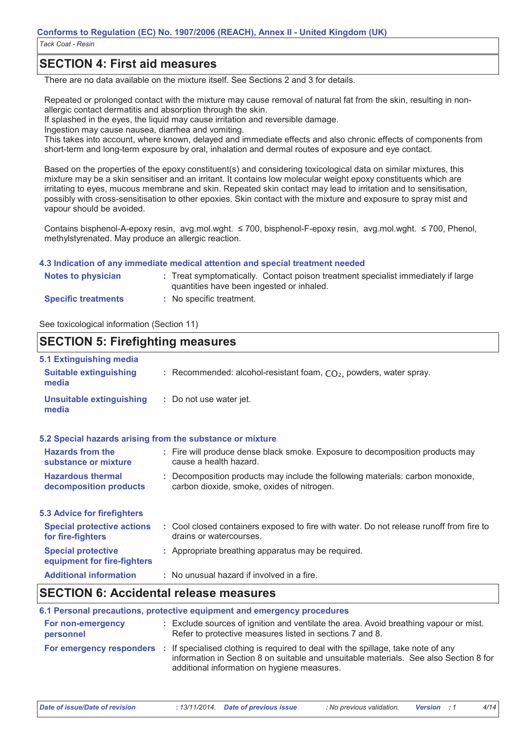## SECTION 4: First aid measures

There are no data available on the mixture itself. See Sections 2 and 3 for details.

Repeated or prolonged contact with the mixture may cause removal of natural fat from the skin, resulting in non-allergic contact dermatitis and absorption through the skin.
If splashed in the eyes, the liquid may cause irritation and reversible damage.
Ingestion may cause nausea, diarrhea and vomiting.
This takes into account, where known, delayed and immediate effects and also chronic effects of components from short-term and long-term exposure by oral, inhalation and dermal routes of exposure and eye contact.

Based on the properties of the epoxy constituent(s) and considering toxicological data on similar mixtures, this mixture may be a skin sensitiser and an irritant. It contains low molecular weight epoxy constituents which are irritating to eyes, mucous membrane and skin. Repeated skin contact may lead to irritation and to sensitisation, possibly with cross-sensitisation to other epoxies. Skin contact with the mixture and exposure to spray mist and vapour should be avoided.

Contains bisphenol-A-epoxy resin, avg.mol.wght. ≤ 700, bisphenol-F-epoxy resin, avg.mol.wght. ≤ 700, Phenol, methylstyrenated. May produce an allergic reaction.

### 4.3 Indication of any immediate medical attention and special treatment needed

**Notes to physician** : Treat symptomatically. Contact poison treatment specialist immediately if large quantities have been ingested or inhaled.

**Specific treatments** : No specific treatment.

See toxicological information (Section 11)

## SECTION 5: Firefighting measures

### 5.1 Extinguishing media

**Suitable extinguishing media** : Recommended: alcohol-resistant foam, $CO_2$, powders, water spray.

**Unsuitable extinguishing media** : Do not use water jet.

### 5.2 Special hazards arising from the substance or mixture

**Hazards from the substance or mixture** : Fire will produce dense black smoke. Exposure to decomposition products may cause a health hazard.

**Hazardous thermal decomposition products** : Decomposition products may include the following materials: carbon monoxide, carbon dioxide, smoke, oxides of nitrogen.

### 5.3 Advice for firefighters

**Special protective actions for fire-fighters** : Cool closed containers exposed to fire with water. Do not release runoff from fire to drains or watercourses.

**Special protective equipment for fire-fighters** : Appropriate breathing apparatus may be required.

**Additional information** : No unusual hazard if involved in a fire.

## SECTION 6: Accidental release measures

### 6.1 Personal precautions, protective equipment and emergency procedures

**For non-emergency personnel** : Exclude sources of ignition and ventilate the area. Avoid breathing vapour or mist. Refer to protective measures listed in sections 7 and 8.

**For emergency responders** : If specialised clothing is required to deal with the spillage, take note of any information in Section 8 on suitable and unsuitable materials. See also Section 8 for additional information on hygiene measures.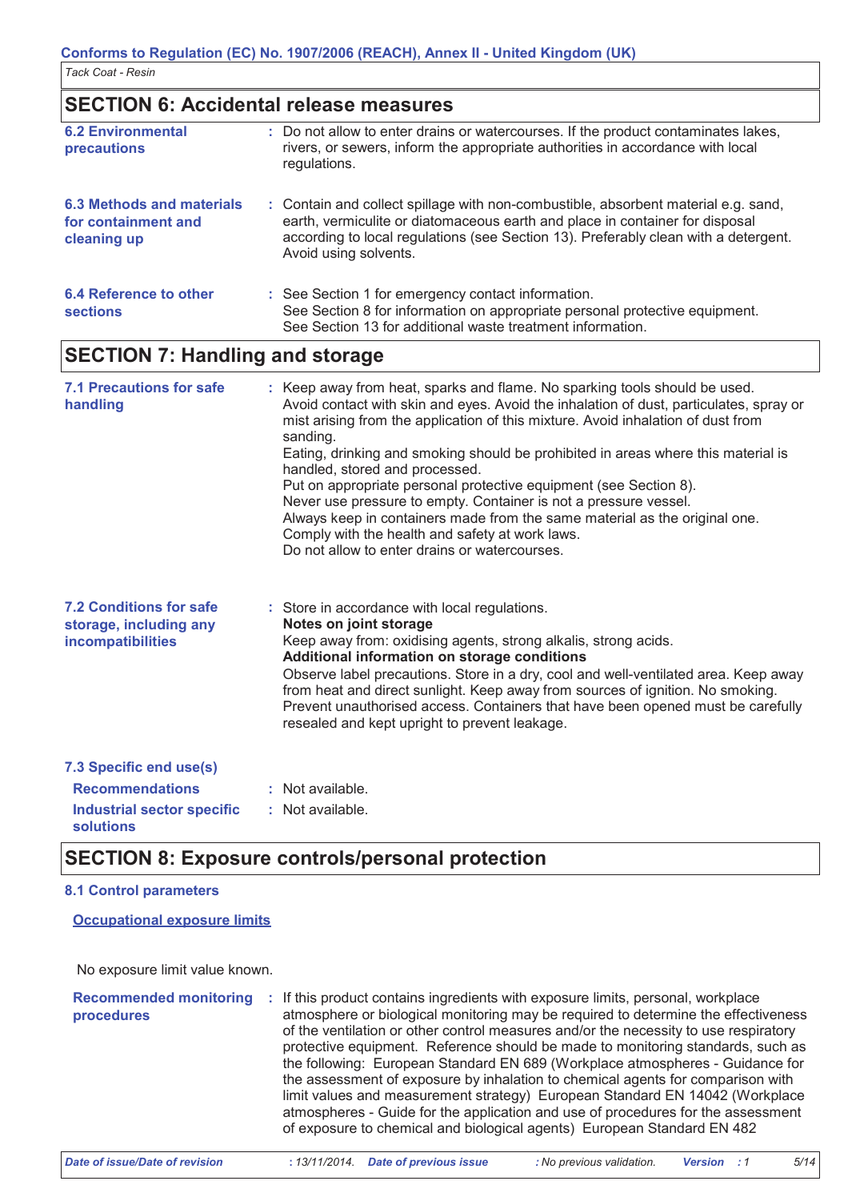## SECTION 6: Accidental release measures

**6.2 Environmental precautions** : Do not allow to enter drains or watercourses. If the product contaminates lakes, rivers, or sewers, inform the appropriate authorities in accordance with local regulations.

**6.3 Methods and materials for containment and cleaning up** : Contain and collect spillage with non-combustible, absorbent material e.g. sand, earth, vermiculite or diatomaceous earth and place in container for disposal according to local regulations (see Section 13). Preferably clean with a detergent. Avoid using solvents.

**6.4 Reference to other sections** : See Section 1 for emergency contact information.
See Section 8 for information on appropriate personal protective equipment.
See Section 13 for additional waste treatment information.

## SECTION 7: Handling and storage

**7.1 Precautions for safe handling** : Keep away from heat, sparks and flame. No sparking tools should be used. Avoid contact with skin and eyes. Avoid the inhalation of dust, particulates, spray or mist arising from the application of this mixture. Avoid inhalation of dust from sanding.
Eating, drinking and smoking should be prohibited in areas where this material is handled, stored and processed.
Put on appropriate personal protective equipment (see Section 8).
Never use pressure to empty. Container is not a pressure vessel.
Always keep in containers made from the same material as the original one.
Comply with the health and safety at work laws.
Do not allow to enter drains or watercourses.

**7.2 Conditions for safe storage, including any incompatibilities** : Store in accordance with local regulations.
**Notes on joint storage**
Keep away from: oxidising agents, strong alkalis, strong acids.
**Additional information on storage conditions**
Observe label precautions. Store in a dry, cool and well-ventilated area. Keep away from heat and direct sunlight. Keep away from sources of ignition. No smoking. Prevent unauthorised access. Containers that have been opened must be carefully resealed and kept upright to prevent leakage.

**7.3 Specific end use(s)**

**Recommendations** : Not available.

**Industrial sector specific solutions** : Not available.

## SECTION 8: Exposure controls/personal protection

**8.1 Control parameters**

**Occupational exposure limits**

No exposure limit value known.

**Recommended monitoring procedures** : If this product contains ingredients with exposure limits, personal, workplace atmosphere or biological monitoring may be required to determine the effectiveness of the ventilation or other control measures and/or the necessity to use respiratory protective equipment. Reference should be made to monitoring standards, such as the following: European Standard EN 689 (Workplace atmospheres - Guidance for the assessment of exposure by inhalation to chemical agents for comparison with limit values and measurement strategy) European Standard EN 14042 (Workplace atmospheres - Guide for the application and use of procedures for the assessment of exposure to chemical and biological agents) European Standard EN 482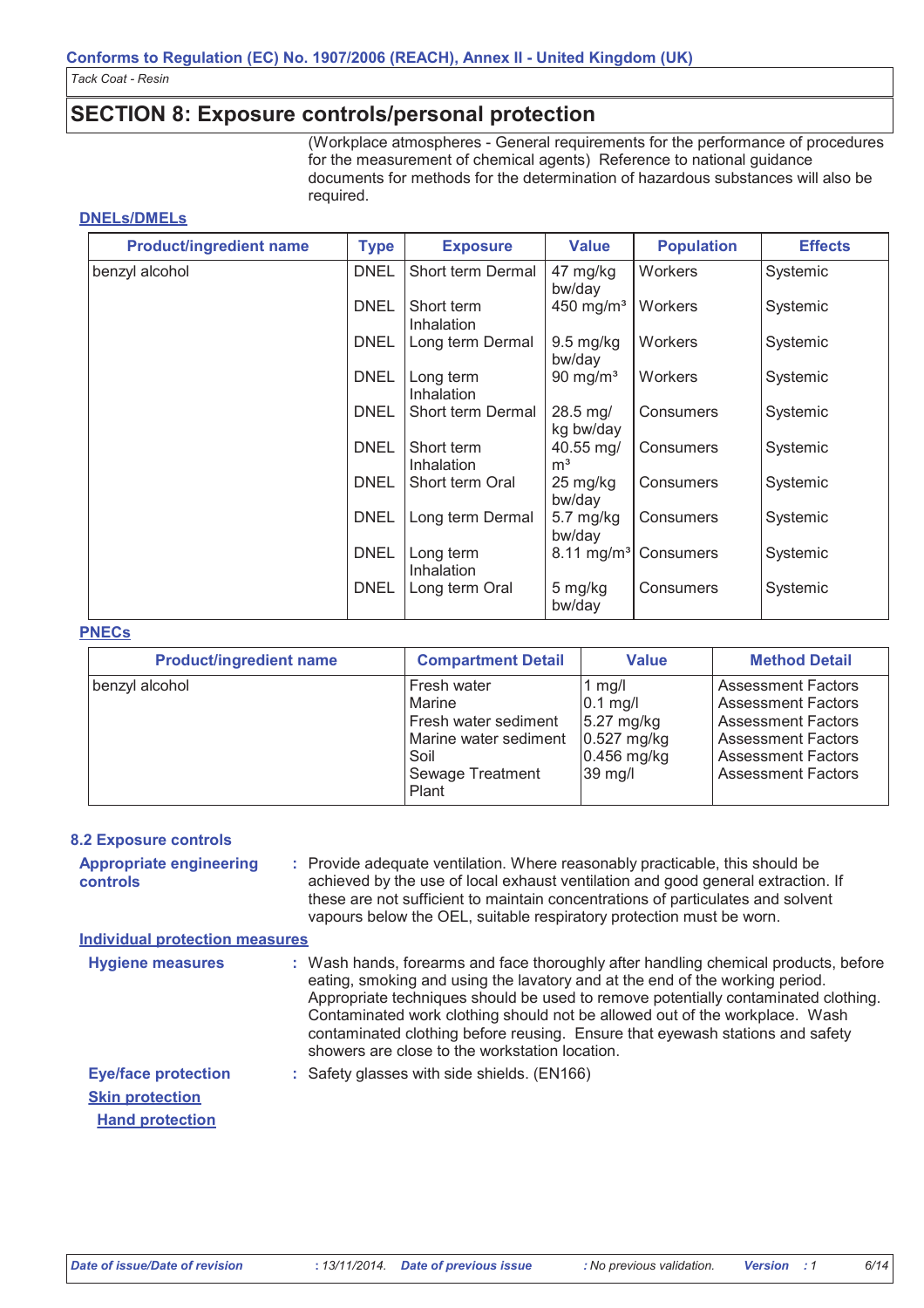## SECTION 8: Exposure controls/personal protection

(Workplace atmospheres - General requirements for the performance of procedures for the measurement of chemical agents) Reference to national guidance documents for methods for the determination of hazardous substances will also be required.

### DNELs/DMELs

| Product/ingredient name | Type | Exposure | Value | Population | Effects |
|---|---|---|---|---|---|
| benzyl alcohol | DNEL | Short term Dermal | 47 mg/kg bw/day | Workers | Systemic |
| | DNEL | Short term Inhalation | 450 mg/m³ | Workers | Systemic |
| | DNEL | Long term Dermal | 9.5 mg/kg bw/day | Workers | Systemic |
| | DNEL | Long term Inhalation | 90 mg/m³ | Workers | Systemic |
| | DNEL | Short term Dermal | 28.5 mg/kg bw/day | Consumers | Systemic |
| | DNEL | Short term Inhalation | 40.55 mg/m³ | Consumers | Systemic |
| | DNEL | Short term Oral | 25 mg/kg bw/day | Consumers | Systemic |
| | DNEL | Long term Dermal | 5.7 mg/kg bw/day | Consumers | Systemic |
| | DNEL | Long term Inhalation | 8.11 mg/m³ | Consumers | Systemic |
| | DNEL | Long term Oral | 5 mg/kg bw/day | Consumers | Systemic |

### PNECs

| Product/ingredient name | Compartment Detail | Value | Method Detail |
|---|---|---|---|
| benzyl alcohol | Fresh water | 1 mg/l | Assessment Factors |
| | Marine | 0.1 mg/l | Assessment Factors |
| | Fresh water sediment | 5.27 mg/kg | Assessment Factors |
| | Marine water sediment | 0.527 mg/kg | Assessment Factors |
| | Soil | 0.456 mg/kg | Assessment Factors |
| | Sewage Treatment Plant | 39 mg/l | Assessment Factors |

### 8.2 Exposure controls

**Appropriate engineering controls** : Provide adequate ventilation. Where reasonably practicable, this should be achieved by the use of local exhaust ventilation and good general extraction. If these are not sufficient to maintain concentrations of particulates and solvent vapours below the OEL, suitable respiratory protection must be worn.

**Individual protection measures**

**Hygiene measures** : Wash hands, forearms and face thoroughly after handling chemical products, before eating, smoking and using the lavatory and at the end of the working period. Appropriate techniques should be used to remove potentially contaminated clothing. Contaminated work clothing should not be allowed out of the workplace. Wash contaminated clothing before reusing. Ensure that eyewash stations and safety showers are close to the workstation location.

**Eye/face protection** : Safety glasses with side shields. (EN166)

**Skin protection**

**Hand protection**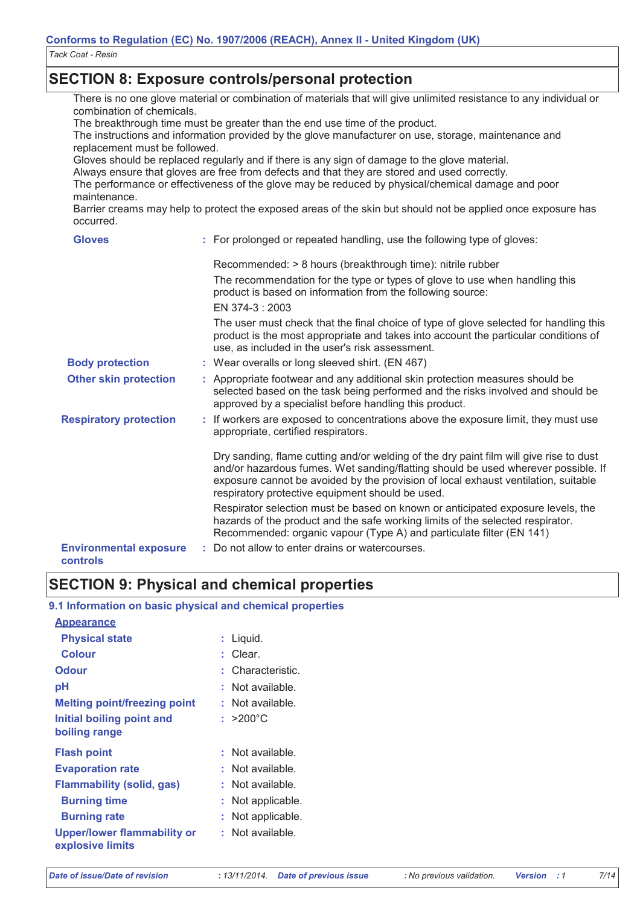## SECTION 8: Exposure controls/personal protection

There is no one glove material or combination of materials that will give unlimited resistance to any individual or combination of chemicals.
The breakthrough time must be greater than the end use time of the product.
The instructions and information provided by the glove manufacturer on use, storage, maintenance and replacement must be followed.
Gloves should be replaced regularly and if there is any sign of damage to the glove material.
Always ensure that gloves are free from defects and that they are stored and used correctly.
The performance or effectiveness of the glove may be reduced by physical/chemical damage and poor maintenance.
Barrier creams may help to protect the exposed areas of the skin but should not be applied once exposure has occurred.

**Gloves** : For prolonged or repeated handling, use the following type of gloves:

Recommended: > 8 hours (breakthrough time): nitrile rubber

The recommendation for the type or types of glove to use when handling this product is based on information from the following source:

EN 374-3 : 2003

The user must check that the final choice of type of glove selected for handling this product is the most appropriate and takes into account the particular conditions of use, as included in the user's risk assessment.

**Body protection** : Wear overalls or long sleeved shirt. (EN 467)

**Other skin protection** : Appropriate footwear and any additional skin protection measures should be selected based on the task being performed and the risks involved and should be approved by a specialist before handling this product.

**Respiratory protection** : If workers are exposed to concentrations above the exposure limit, they must use appropriate, certified respirators.

Dry sanding, flame cutting and/or welding of the dry paint film will give rise to dust and/or hazardous fumes. Wet sanding/flatting should be used wherever possible. If exposure cannot be avoided by the provision of local exhaust ventilation, suitable respiratory protective equipment should be used.

Respirator selection must be based on known or anticipated exposure levels, the hazards of the product and the safe working limits of the selected respirator. Recommended: organic vapour (Type A) and particulate filter (EN 141)

**Environmental exposure controls** : Do not allow to enter drains or watercourses.

## SECTION 9: Physical and chemical properties

### 9.1 Information on basic physical and chemical properties

**Appearance**

**Physical state** : Liquid.

**Colour** : Clear.

**Odour** : Characteristic.

**pH** : Not available.

**Melting point/freezing point** : Not available.

**Initial boiling point and boiling range** : >200°C

**Flash point** : Not available.

**Evaporation rate** : Not available.

**Flammability (solid, gas)** : Not available.

**Burning time** : Not applicable.

**Burning rate** : Not applicable.

**Upper/lower flammability or explosive limits** : Not available.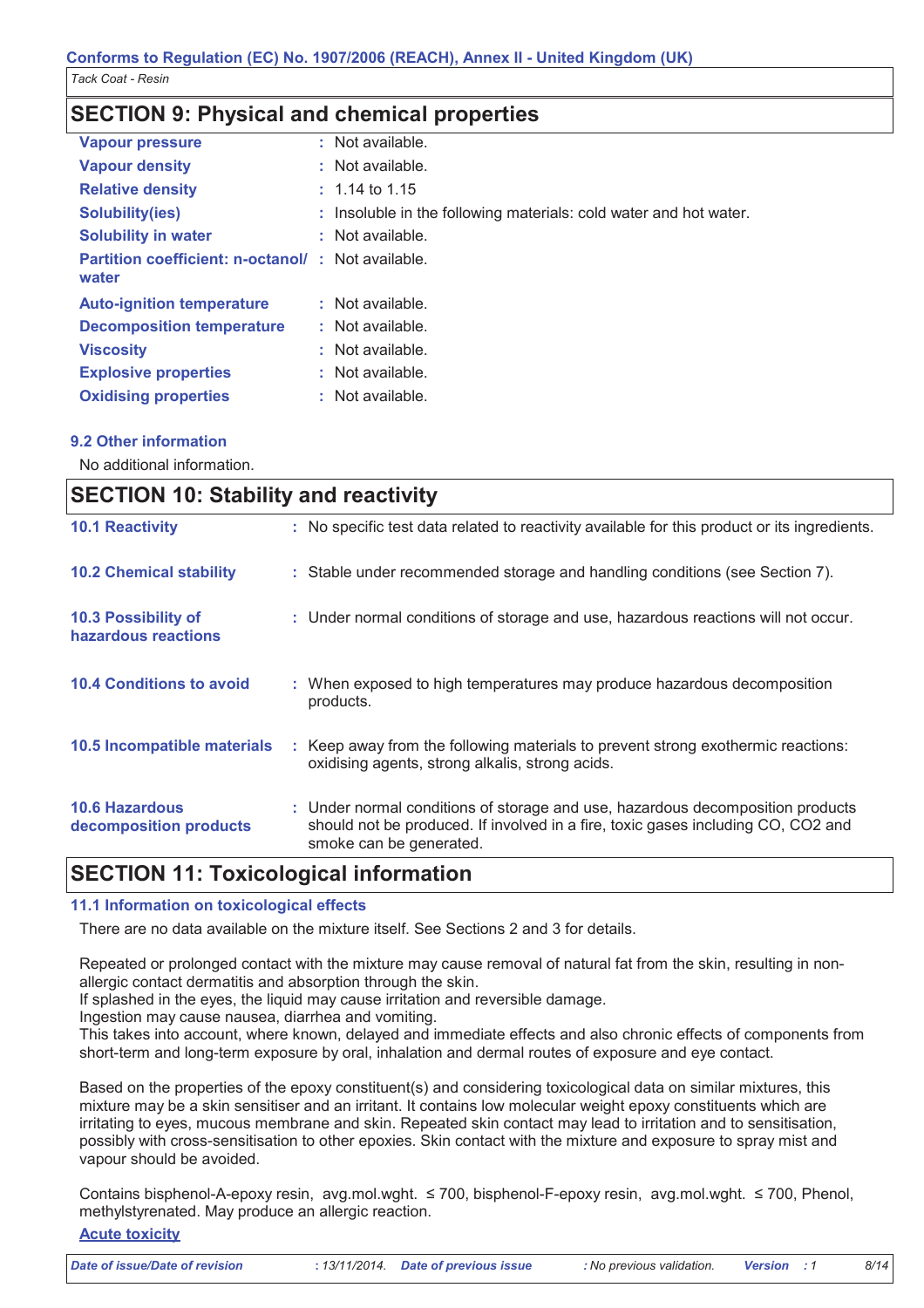## SECTION 9: Physical and chemical properties

| | |
|---|---|
| **Vapour pressure** | : Not available. |
| **Vapour density** | : Not available. |
| **Relative density** | : 1.14 to 1.15 |
| **Solubility(ies)** | : Insoluble in the following materials: cold water and hot water. |
| **Solubility in water** | : Not available. |
| **Partition coefficient: n-octanol/ water** | : Not available. |
| **Auto-ignition temperature** | : Not available. |
| **Decomposition temperature** | : Not available. |
| **Viscosity** | : Not available. |
| **Explosive properties** | : Not available. |
| **Oxidising properties** | : Not available. |

### 9.2 Other information

No additional information.

## SECTION 10: Stability and reactivity

| | |
|---|---|
| **10.1 Reactivity** | : No specific test data related to reactivity available for this product or its ingredients. |
| **10.2 Chemical stability** | : Stable under recommended storage and handling conditions (see Section 7). |
| **10.3 Possibility of hazardous reactions** | : Under normal conditions of storage and use, hazardous reactions will not occur. |
| **10.4 Conditions to avoid** | : When exposed to high temperatures may produce hazardous decomposition products. |
| **10.5 Incompatible materials** | : Keep away from the following materials to prevent strong exothermic reactions: oxidising agents, strong alkalis, strong acids. |
| **10.6 Hazardous decomposition products** | : Under normal conditions of storage and use, hazardous decomposition products should not be produced. If involved in a fire, toxic gases including CO, $CO_2$ and smoke can be generated. |

## SECTION 11: Toxicological information

### 11.1 Information on toxicological effects

There are no data available on the mixture itself. See Sections 2 and 3 for details.

Repeated or prolonged contact with the mixture may cause removal of natural fat from the skin, resulting in non-allergic contact dermatitis and absorption through the skin.
If splashed in the eyes, the liquid may cause irritation and reversible damage.
Ingestion may cause nausea, diarrhea and vomiting.
This takes into account, where known, delayed and immediate effects and also chronic effects of components from short-term and long-term exposure by oral, inhalation and dermal routes of exposure and eye contact.

Based on the properties of the epoxy constituent(s) and considering toxicological data on similar mixtures, this mixture may be a skin sensitiser and an irritant. It contains low molecular weight epoxy constituents which are irritating to eyes, mucous membrane and skin. Repeated skin contact may lead to irritation and to sensitisation, possibly with cross-sensitisation to other epoxies. Skin contact with the mixture and exposure to spray mist and vapour should be avoided.

Contains bisphenol-A-epoxy resin, avg.mol.wght. ≤ 700, bisphenol-F-epoxy resin, avg.mol.wght. ≤ 700, Phenol, methylstyrenated. May produce an allergic reaction.

**Acute toxicity**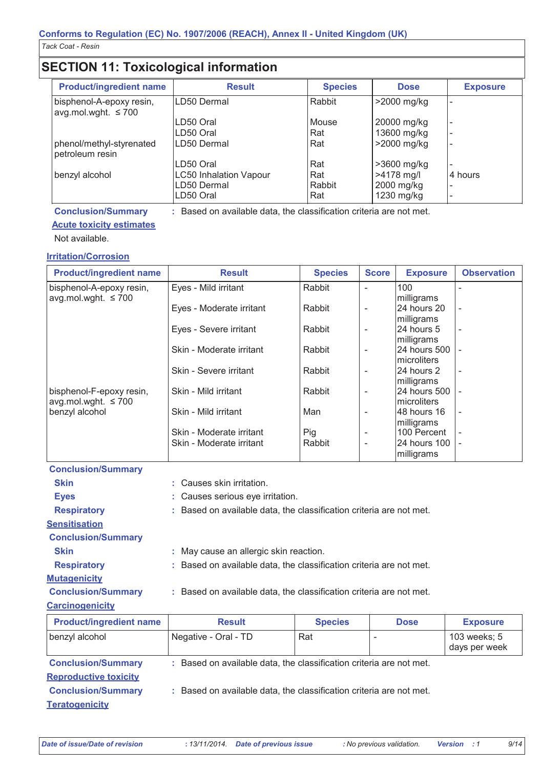## SECTION 11: Toxicological information

| Product/ingredient name | Result | Species | Dose | Exposure |
|---|---|---|---|---|
| bisphenol-A-epoxy resin, avg.mol.wght. ≤ 700 | LD50 Dermal | Rabbit | >2000 mg/kg | - |
| | LD50 Oral | Mouse | 20000 mg/kg | - |
| | LD50 Oral | Rat | 13600 mg/kg | - |
| phenol/methyl-styrenated petroleum resin | LD50 Dermal | Rat | >2000 mg/kg | - |
| | LD50 Oral | Rat | >3600 mg/kg | - |
| benzyl alcohol | LC50 Inhalation Vapour | Rat | >4178 mg/l | 4 hours |
| | LD50 Dermal | Rabbit | 2000 mg/kg | - |
| | LD50 Oral | Rat | 1230 mg/kg | - |

**Conclusion/Summary** : Based on available data, the classification criteria are not met.

**Acute toxicity estimates**

Not available.

**Irritation/Corrosion**

| Product/ingredient name | Result | Species | Score | Exposure | Observation |
|---|---|---|---|---|---|
| bisphenol-A-epoxy resin, avg.mol.wght. ≤ 700 | Eyes - Mild irritant | Rabbit | - | 100 milligrams | - |
| | Eyes - Moderate irritant | Rabbit | - | 24 hours 20 milligrams | - |
| | Eyes - Severe irritant | Rabbit | - | 24 hours 5 milligrams | - |
| | Skin - Moderate irritant | Rabbit | - | 24 hours 500 microliters | - |
| | Skin - Severe irritant | Rabbit | - | 24 hours 2 milligrams | - |
| bisphenol-F-epoxy resin, avg.mol.wght. ≤ 700 | Skin - Mild irritant | Rabbit | - | 24 hours 500 microliters | - |
| benzyl alcohol | Skin - Mild irritant | Man | - | 48 hours 16 milligrams | - |
| | Skin - Moderate irritant | Pig | - | 100 Percent | - |
| | Skin - Moderate irritant | Rabbit | - | 24 hours 100 milligrams | - |

**Conclusion/Summary**

**Skin** : Causes skin irritation.

**Eyes** : Causes serious eye irritation.

**Respiratory** : Based on available data, the classification criteria are not met.

**Sensitisation**

**Conclusion/Summary**

**Skin** : May cause an allergic skin reaction.

**Respiratory** : Based on available data, the classification criteria are not met.

**Mutagenicity**

**Conclusion/Summary** : Based on available data, the classification criteria are not met.

**Carcinogenicity**

| Product/ingredient name | Result | Species | Dose | Exposure |
|---|---|---|---|---|
| benzyl alcohol | Negative - Oral - TD | Rat | - | 103 weeks; 5 days per week |

**Conclusion/Summary** : Based on available data, the classification criteria are not met.

**Reproductive toxicity**

**Conclusion/Summary** : Based on available data, the classification criteria are not met.

**Teratogenicity**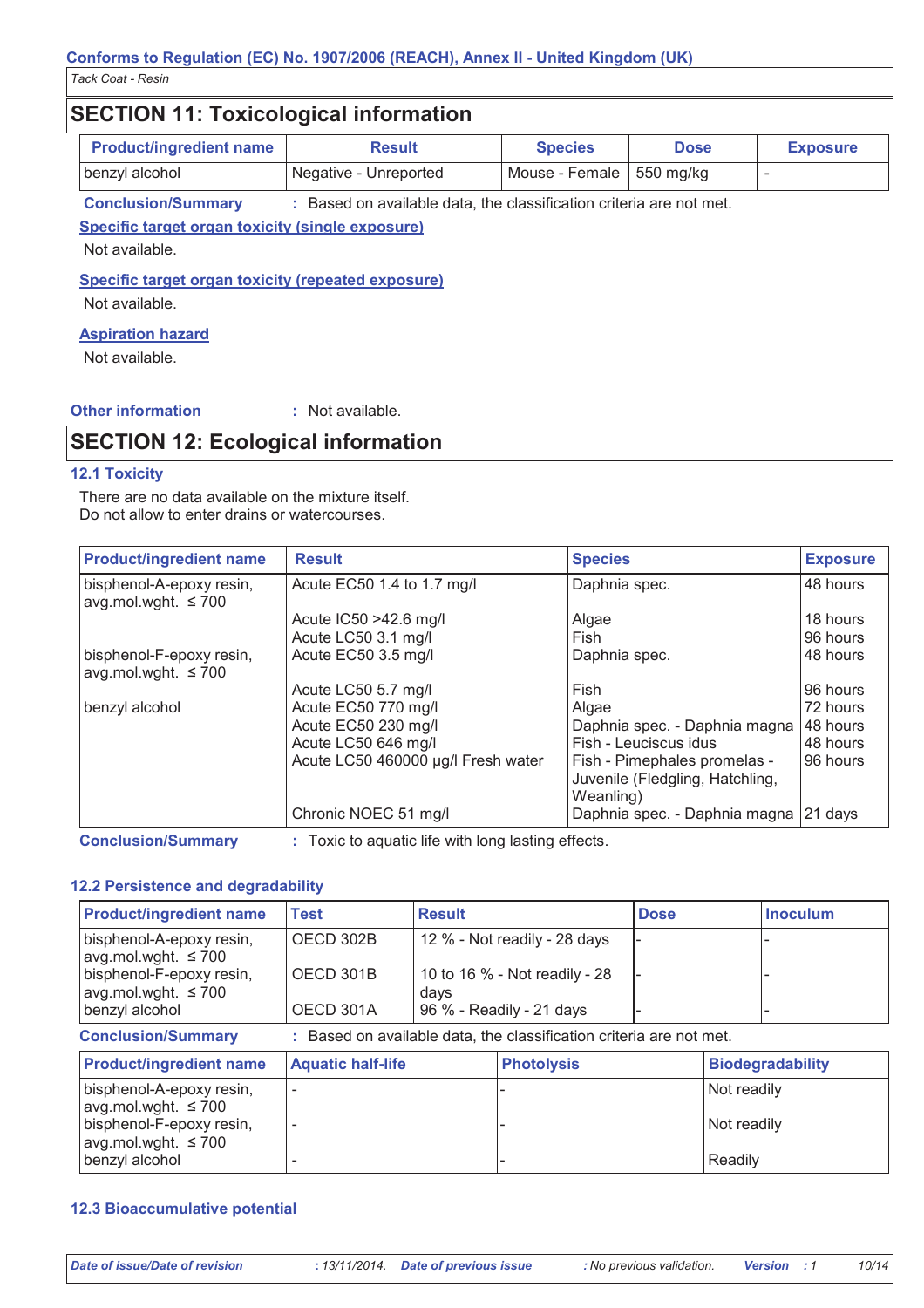## SECTION 11: Toxicological information

| Product/ingredient name | Result | Species | Dose | Exposure |
|---|---|---|---|---|
| benzyl alcohol | Negative - Unreported | Mouse - Female | 550 mg/kg | - |

**Conclusion/Summary** : Based on available data, the classification criteria are not met.

**Specific target organ toxicity (single exposure)**

Not available.

**Specific target organ toxicity (repeated exposure)**

Not available.

**Aspiration hazard**

Not available.

**Other information** : Not available.

## SECTION 12: Ecological information

### 12.1 Toxicity

There are no data available on the mixture itself.
Do not allow to enter drains or watercourses.

| Product/ingredient name | Result | Species | Exposure |
|---|---|---|---|
| bisphenol-A-epoxy resin, avg.mol.wght. ≤ 700 | Acute EC50 1.4 to 1.7 mg/l | Daphnia spec. | 48 hours |
| | Acute IC50 >42.6 mg/l | Algae | 18 hours |
| | Acute LC50 3.1 mg/l | Fish | 96 hours |
| bisphenol-F-epoxy resin, avg.mol.wght. ≤ 700 | Acute EC50 3.5 mg/l | Daphnia spec. | 48 hours |
| | Acute LC50 5.7 mg/l | Fish | 96 hours |
| benzyl alcohol | Acute EC50 770 mg/l | Algae | 72 hours |
| | Acute EC50 230 mg/l | Daphnia spec. - Daphnia magna | 48 hours |
| | Acute LC50 646 mg/l | Fish - Leuciscus idus | 48 hours |
| | Acute LC50 460000 µg/l Fresh water | Fish - Pimephales promelas - Juvenile (Fledgling, Hatchling, Weanling) | 96 hours |
| | Chronic NOEC 51 mg/l | Daphnia spec. - Daphnia magna | 21 days |

**Conclusion/Summary** : Toxic to aquatic life with long lasting effects.

### 12.2 Persistence and degradability

| Product/ingredient name | Test | Result | Dose | Inoculum |
|---|---|---|---|---|
| bisphenol-A-epoxy resin, avg.mol.wght. ≤ 700 | OECD 302B | 12 % - Not readily - 28 days | - | - |
| bisphenol-F-epoxy resin, avg.mol.wght. ≤ 700 | OECD 301B | 10 to 16 % - Not readily - 28 days | - | - |
| benzyl alcohol | OECD 301A | 96 % - Readily - 21 days | - | - |

**Conclusion/Summary** : Based on available data, the classification criteria are not met.

| Product/ingredient name | Aquatic half-life | Photolysis | Biodegradability |
|---|---|---|---|
| bisphenol-A-epoxy resin, avg.mol.wght. ≤ 700 | - | - | Not readily |
| bisphenol-F-epoxy resin, avg.mol.wght. ≤ 700 | - | - | Not readily |
| benzyl alcohol | - | - | Readily |

### 12.3 Bioaccumulative potential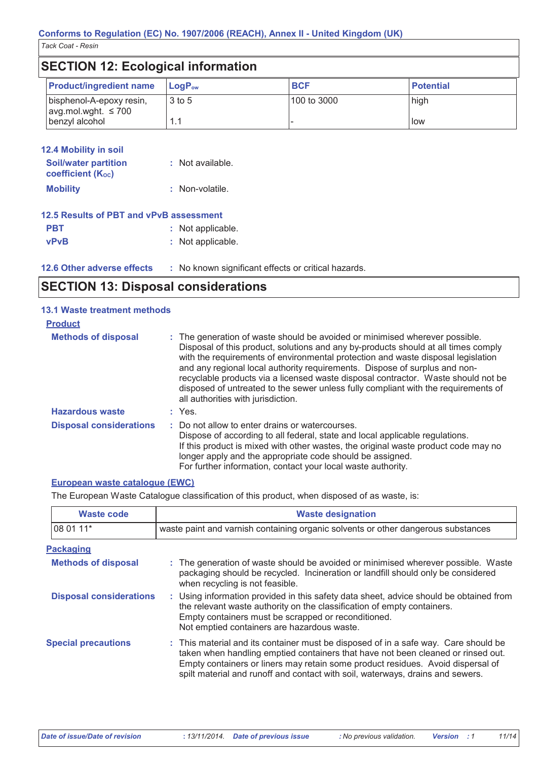## SECTION 12: Ecological information

| Product/ingredient name | $LogP_{ow}$ | BCF | Potential |
|---|---|---|---|
| bisphenol-A-epoxy resin, avg.mol.wght. ≤ 700 | 3 to 5 | 100 to 3000 | high |
| benzyl alcohol | 1.1 | - | low |

### 12.4 Mobility in soil

**Soil/water partition coefficient ($K_{OC}$)** : Not available.

**Mobility** : Non-volatile.

### 12.5 Results of PBT and vPvB assessment

**PBT** : Not applicable.

**vPvB** : Not applicable.

### 12.6 Other adverse effects

: No known significant effects or critical hazards.

## SECTION 13: Disposal considerations

### 13.1 Waste treatment methods

**Product**

**Methods of disposal** : The generation of waste should be avoided or minimised wherever possible. Disposal of this product, solutions and any by-products should at all times comply with the requirements of environmental protection and waste disposal legislation and any regional local authority requirements. Dispose of surplus and non-recyclable products via a licensed waste disposal contractor. Waste should not be disposed of untreated to the sewer unless fully compliant with the requirements of all authorities with jurisdiction.

**Hazardous waste** : Yes.

**Disposal considerations** : Do not allow to enter drains or watercourses.
Dispose of according to all federal, state and local applicable regulations.
If this product is mixed with other wastes, the original waste product code may no longer apply and the appropriate code should be assigned.
For further information, contact your local waste authority.

**European waste catalogue (EWC)**

The European Waste Catalogue classification of this product, when disposed of as waste, is:

| Waste code | Waste designation |
|---|---|
| 08 01 11* | waste paint and varnish containing organic solvents or other dangerous substances |

**Packaging**

**Methods of disposal** : The generation of waste should be avoided or minimised wherever possible. Waste packaging should be recycled. Incineration or landfill should only be considered when recycling is not feasible.

**Disposal considerations** : Using information provided in this safety data sheet, advice should be obtained from the relevant waste authority on the classification of empty containers.
Empty containers must be scrapped or reconditioned.
Not emptied containers are hazardous waste.

**Special precautions** : This material and its container must be disposed of in a safe way. Care should be taken when handling emptied containers that have not been cleaned or rinsed out. Empty containers or liners may retain some product residues. Avoid dispersal of spilt material and runoff and contact with soil, waterways, drains and sewers.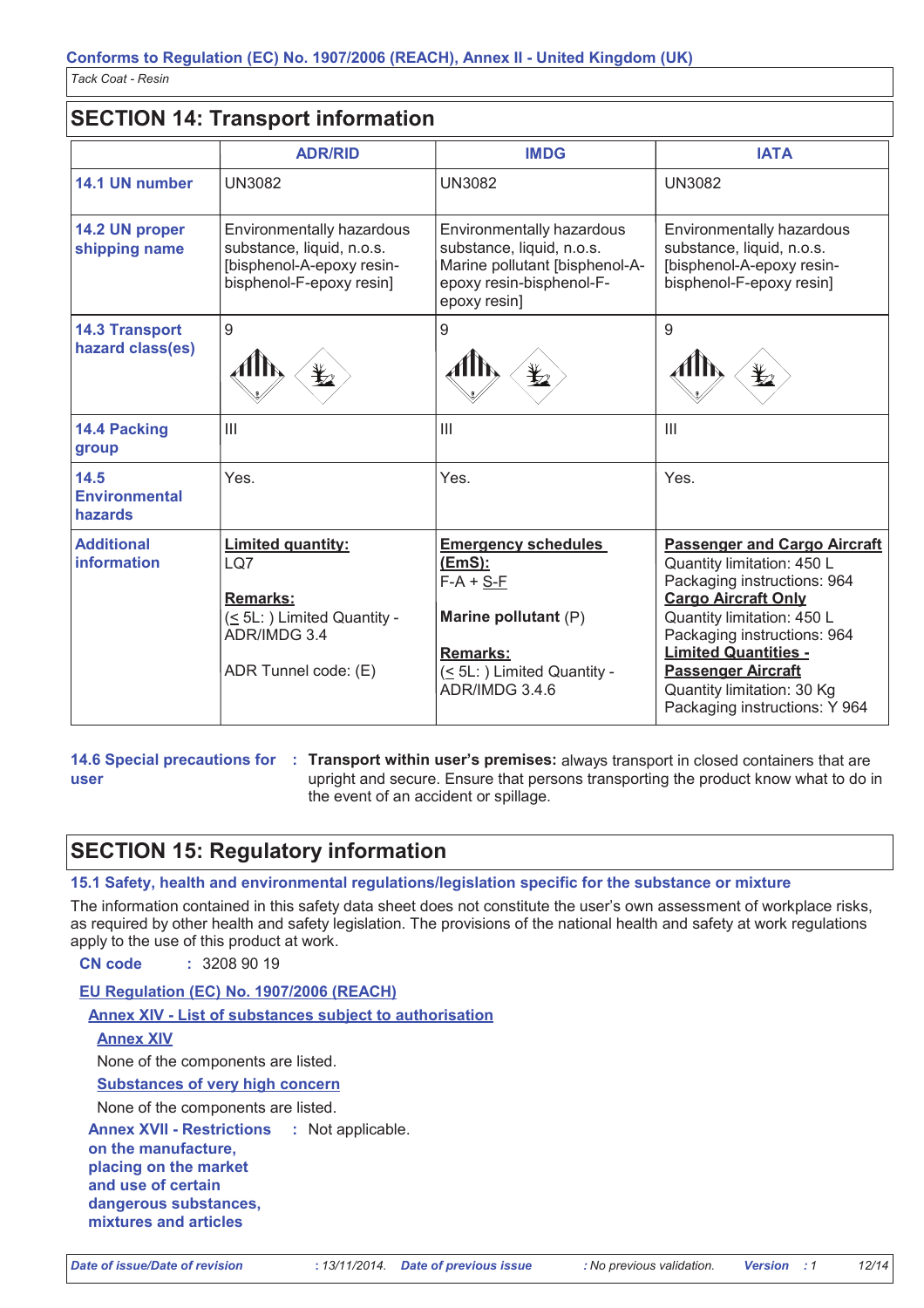Conforms to Regulation (EC) No. 1907/2006 (REACH), Annex II - United Kingdom (UK)

Tack Coat - Resin

## SECTION 14: Transport information

| | ADR/RID | IMDG | IATA |
|---|---|---|---|
| **14.1 UN number** | UN3082 | UN3082 | UN3082 |
| **14.2 UN proper shipping name** | Environmentally hazardous substance, liquid, n.o.s. [bisphenol-A-epoxy resin-bisphenol-F-epoxy resin] | Environmentally hazardous substance, liquid, n.o.s. Marine pollutant [bisphenol-A-epoxy resin-bisphenol-F-epoxy resin] | Environmentally hazardous substance, liquid, n.o.s. [bisphenol-A-epoxy resin-bisphenol-F-epoxy resin] |
| **14.3 Transport hazard class(es)** | 9 | 9 | 9 |
| **14.4 Packing group** | III | III | III |
| **14.5 Environmental hazards** | Yes. | Yes. | Yes. |
| **Additional information** | **Limited quantity:** LQ7<br><br>**Remarks:** (≤ 5L: ) Limited Quantity - ADR/IMDG 3.4<br><br>ADR Tunnel code: (E) | **Emergency schedules (EmS):** F-A + S-F<br><br>**Marine pollutant** (P)<br><br>**Remarks:** (≤ 5L: ) Limited Quantity - ADR/IMDG 3.4.6 | **Passenger and Cargo Aircraft** Quantity limitation: 450 L Packaging instructions: 964<br>**Cargo Aircraft Only** Quantity limitation: 450 L Packaging instructions: 964<br>**Limited Quantities - Passenger Aircraft** Quantity limitation: 30 Kg Packaging instructions: Y 964 |

**14.6 Special precautions for user** : **Transport within user's premises:** always transport in closed containers that are upright and secure. Ensure that persons transporting the product know what to do in the event of an accident or spillage.

## SECTION 15: Regulatory information

### 15.1 Safety, health and environmental regulations/legislation specific for the substance or mixture

The information contained in this safety data sheet does not constitute the user's own assessment of workplace risks, as required by other health and safety legislation. The provisions of the national health and safety at work regulations apply to the use of this product at work.

**CN code** : 3208 90 19

**EU Regulation (EC) No. 1907/2006 (REACH)**

**Annex XIV - List of substances subject to authorisation**

**Annex XIV**

None of the components are listed.

**Substances of very high concern**

None of the components are listed.

**Annex XVII - Restrictions on the manufacture, placing on the market and use of certain dangerous substances, mixtures and articles** : Not applicable.

*Date of issue/Date of revision* : 13/11/2014. *Date of previous issue* : No previous validation. *Version* : 1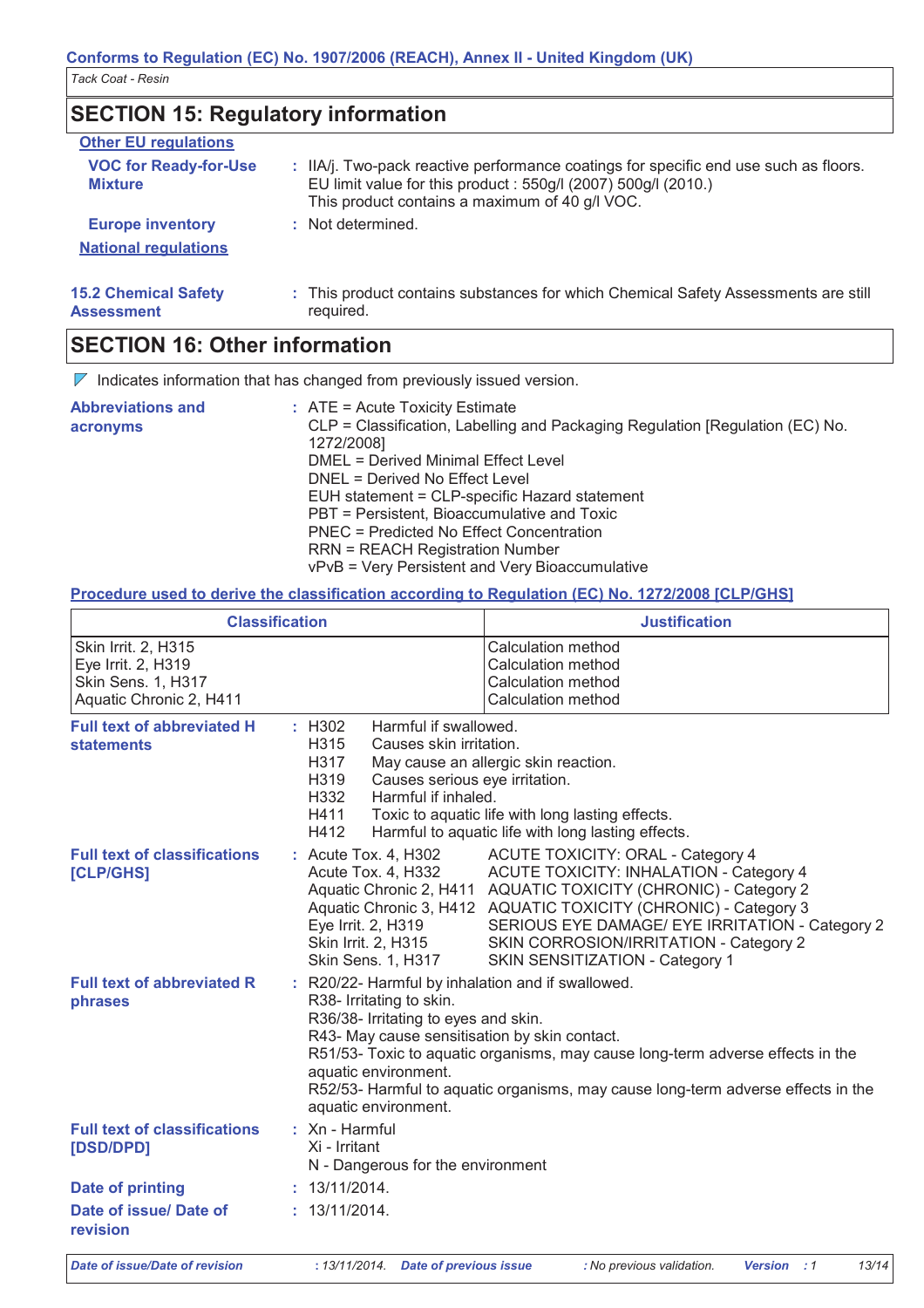## SECTION 15: Regulatory information

**Other EU regulations**

**VOC for Ready-for-Use Mixture** : IIA/j. Two-pack reactive performance coatings for specific end use such as floors. EU limit value for this product : 550g/l (2007) 500g/l (2010.)
This product contains a maximum of 40 g/l VOC.

**Europe inventory** : Not determined.

**National regulations**

**15.2 Chemical Safety Assessment** : This product contains substances for which Chemical Safety Assessments are still required.

## SECTION 16: Other information

◤ Indicates information that has changed from previously issued version.

**Abbreviations and acronyms** : ATE = Acute Toxicity Estimate
CLP = Classification, Labelling and Packaging Regulation [Regulation (EC) No. 1272/2008]
DMEL = Derived Minimal Effect Level
DNEL = Derived No Effect Level
EUH statement = CLP-specific Hazard statement
PBT = Persistent, Bioaccumulative and Toxic
PNEC = Predicted No Effect Concentration
RRN = REACH Registration Number
vPvB = Very Persistent and Very Bioaccumulative

**Procedure used to derive the classification according to Regulation (EC) No. 1272/2008 [CLP/GHS]**

| Classification | Justification |
|---|---|
| Skin Irrit. 2, H315 | Calculation method |
| Eye Irrit. 2, H319 | Calculation method |
| Skin Sens. 1, H317 | Calculation method |
| Aquatic Chronic 2, H411 | Calculation method |

**Full text of abbreviated H statements** :

| | |
|---|---|
| H302 | Harmful if swallowed. |
| H315 | Causes skin irritation. |
| H317 | May cause an allergic skin reaction. |
| H319 | Causes serious eye irritation. |
| H332 | Harmful if inhaled. |
| H411 | Toxic to aquatic life with long lasting effects. |
| H412 | Harmful to aquatic life with long lasting effects. |

**Full text of classifications [CLP/GHS]** :

| | |
|---|---|
| Acute Tox. 4, H302 | ACUTE TOXICITY: ORAL - Category 4 |
| Acute Tox. 4, H332 | ACUTE TOXICITY: INHALATION - Category 4 |
| Aquatic Chronic 2, H411 | AQUATIC TOXICITY (CHRONIC) - Category 2 |
| Aquatic Chronic 3, H412 | AQUATIC TOXICITY (CHRONIC) - Category 3 |
| Eye Irrit. 2, H319 | SERIOUS EYE DAMAGE/ EYE IRRITATION - Category 2 |
| Skin Irrit. 2, H315 | SKIN CORROSION/IRRITATION - Category 2 |
| Skin Sens. 1, H317 | SKIN SENSITIZATION - Category 1 |

**Full text of abbreviated R phrases** : R20/22- Harmful by inhalation and if swallowed.
R38- Irritating to skin.
R36/38- Irritating to eyes and skin.
R43- May cause sensitisation by skin contact.
R51/53- Toxic to aquatic organisms, may cause long-term adverse effects in the aquatic environment.
R52/53- Harmful to aquatic organisms, may cause long-term adverse effects in the aquatic environment.

**Full text of classifications [DSD/DPD]** : Xn - Harmful
Xi - Irritant
N - Dangerous for the environment

**Date of printing** : 13/11/2014.

**Date of issue/ Date of revision** : 13/11/2014.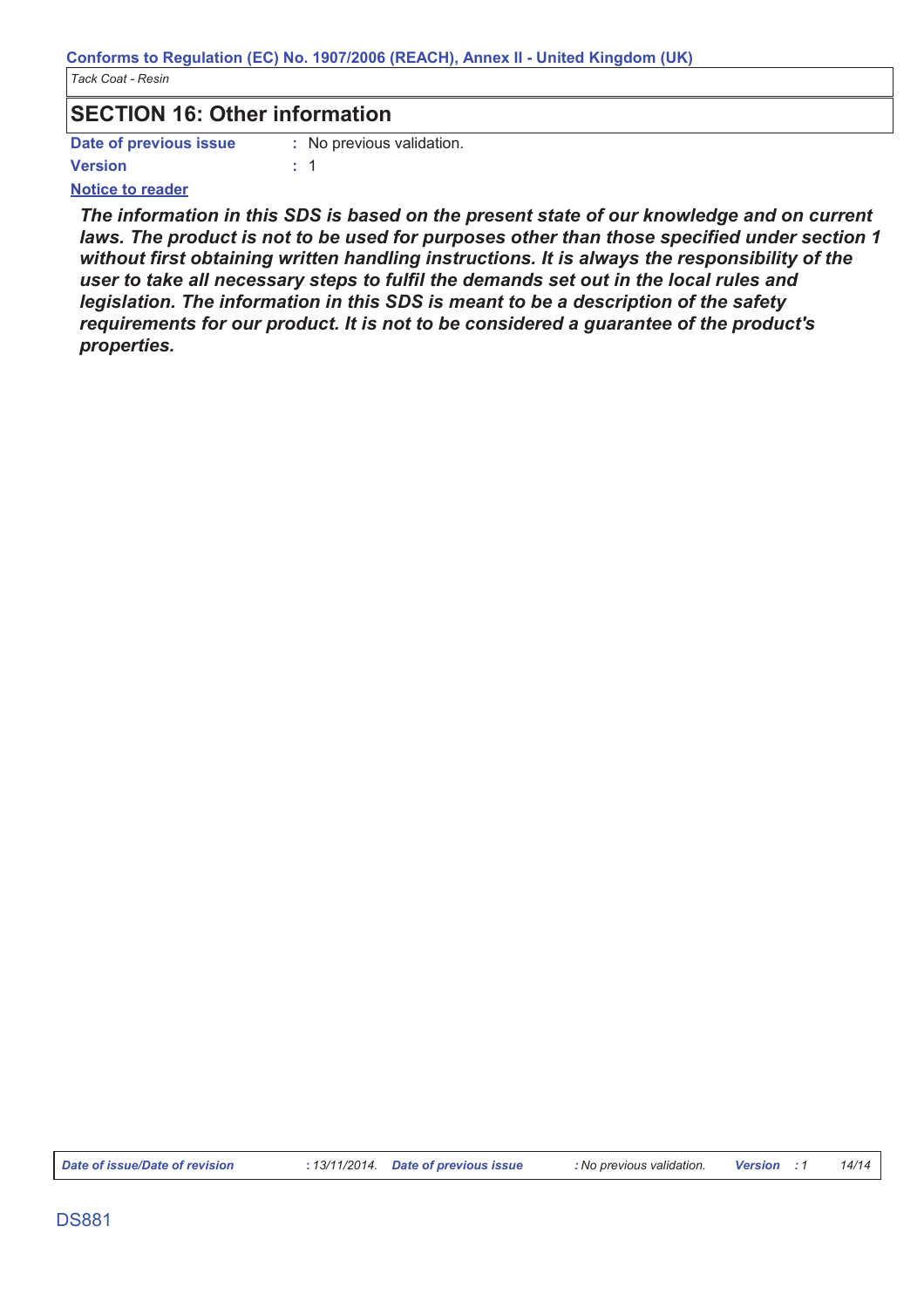## SECTION 16: Other information

**Date of previous issue** : No previous validation.

**Version** : 1

**Notice to reader**

***The information in this SDS is based on the present state of our knowledge and on current laws. The product is not to be used for purposes other than those specified under section 1 without first obtaining written handling instructions. It is always the responsibility of the user to take all necessary steps to fulfil the demands set out in the local rules and legislation. The information in this SDS is meant to be a description of the safety requirements for our product. It is not to be considered a guarantee of the product's properties.***